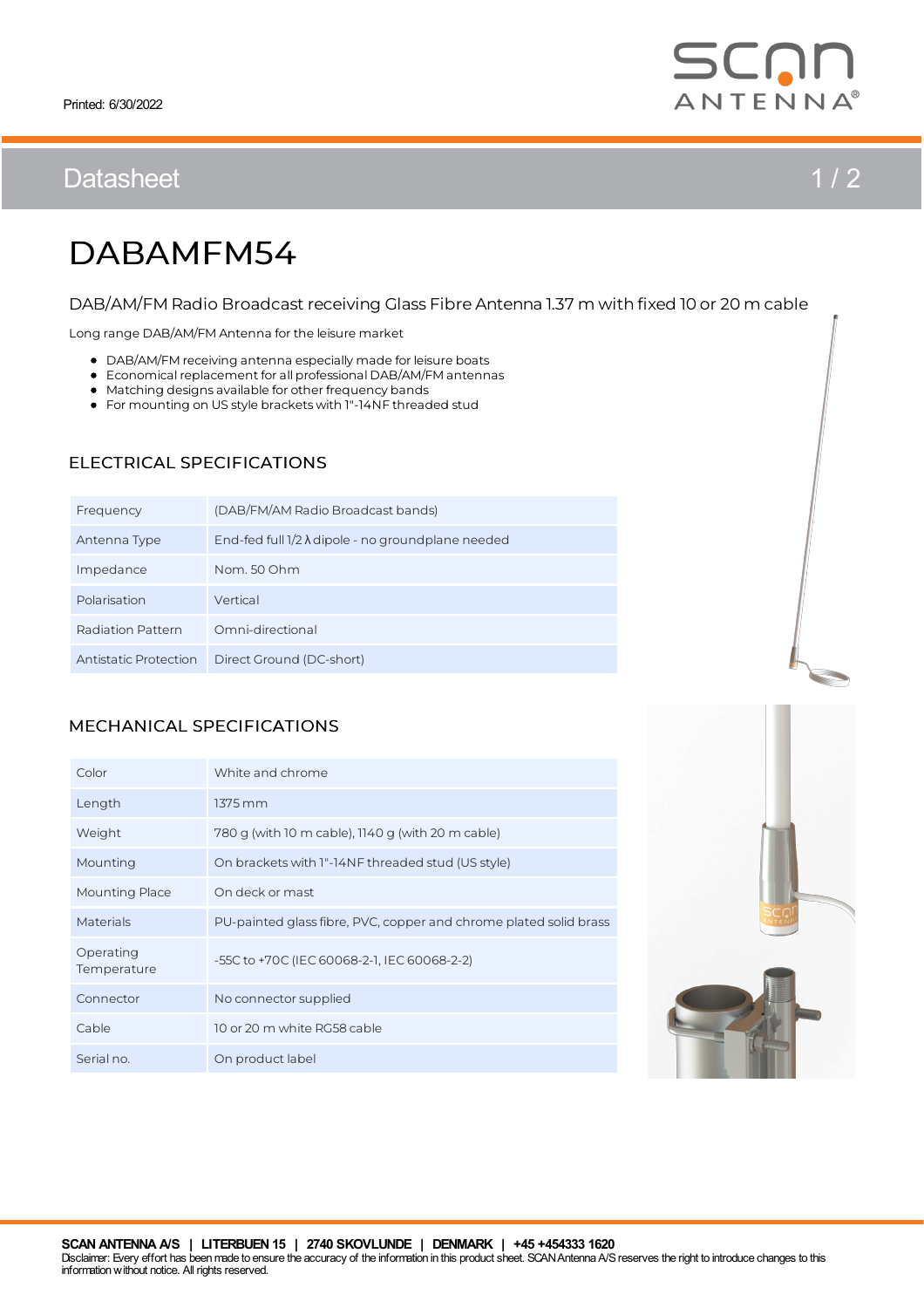Printed: 6/30/2022

## Datasheet

# DABAMFM54

DAB/AM/FM Radio Broadcast receiving Glass Fibre Antenna 1.37 m with fixed 10 or 20 m cable

Long range DAB/AM/FM Antenna for the leisure market

- DAB/AM/FM receiving antenna especially made for leisure boats
- Economical replacement for all professional DAB/AM/FM antennas
- Matching designs available for other frequency bands
- For mounting on US style brackets with 1"-14NF threaded stud

## ELECTRICAL SPECIFICATIONS

| | |
|---|---|
| Frequency | (DAB/FM/AM Radio Broadcast bands) |
| Antenna Type | End-fed full 1/2 λ dipole - no groundplane needed |
| Impedance | Nom. 50 Ohm |
| Polarisation | Vertical |
| Radiation Pattern | Omni-directional |
| Antistatic Protection | Direct Ground (DC-short) |

## MECHANICAL SPECIFICATIONS

| | |
|---|---|
| Color | White and chrome |
| Length | 1375 mm |
| Weight | 780 g (with 10 m cable), 1140 g (with 20 m cable) |
| Mounting | On brackets with 1"-14NF threaded stud (US style) |
| Mounting Place | On deck or mast |
| Materials | PU-painted glass fibre, PVC, copper and chrome plated solid brass |
| Operating Temperature | -55C to +70C (IEC 60068-2-1, IEC 60068-2-2) |
| Connector | No connector supplied |
| Cable | 10 or 20 m white RG58 cable |
| Serial no. | On product label |

**SCAN ANTENNA A/S | LITERBUEN 15 | 2740 SKOVLUNDE | DENMARK | +45 +454333 1620**

Disclaimer: Every effort has been made to ensure the accuracy of the information in this product sheet. SCAN Antenna A/S reserves the right to introduce changes to this information without notice. All rights reserved.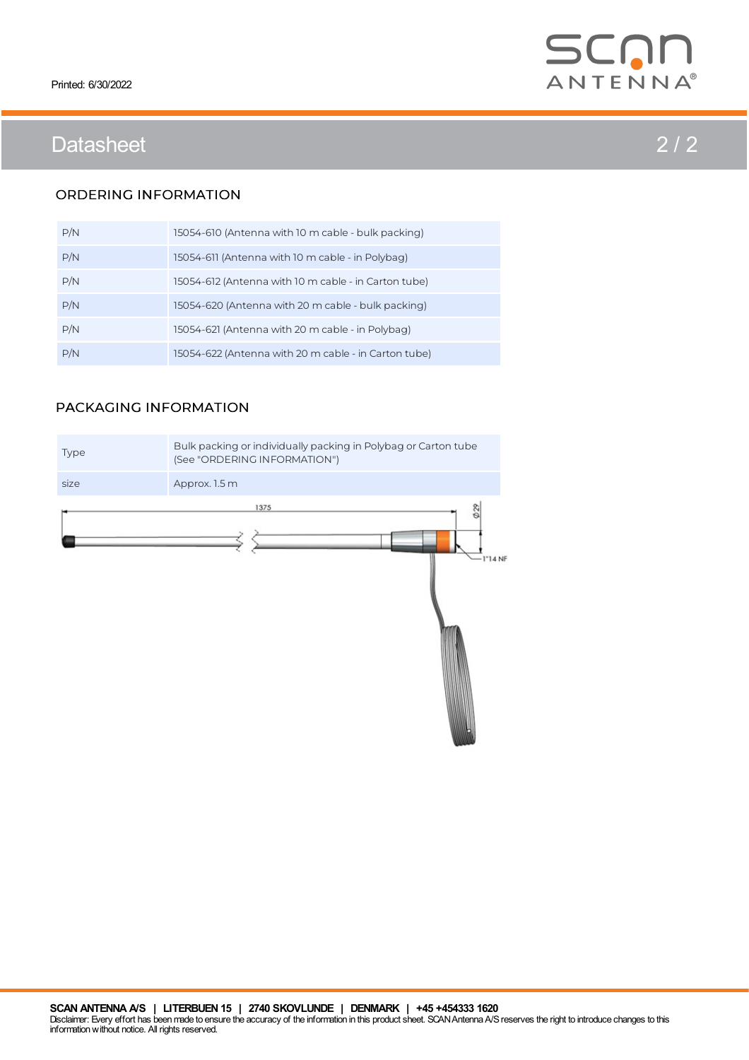Printed: 6/30/2022

## Datasheet

### ORDERING INFORMATION

| | |
|---|---|
| P/N | 15054-610 (Antenna with 10 m cable - bulk packing) |
| P/N | 15054-611 (Antenna with 10 m cable - in Polybag) |
| P/N | 15054-612 (Antenna with 10 m cable - in Carton tube) |
| P/N | 15054-620 (Antenna with 20 m cable - bulk packing) |
| P/N | 15054-621 (Antenna with 20 m cable - in Polybag) |
| P/N | 15054-622 (Antenna with 20 m cable - in Carton tube) |

### PACKAGING INFORMATION

| | |
|---|---|
| Type | Bulk packing or individually packing in Polybag or Carton tube (See "ORDERING INFORMATION") |
| size | Approx. 1.5 m |

1375

Ø29

1"14 NF

**SCAN ANTENNA A/S | LITERBUEN 15 | 2740 SKOVLUNDE | DENMARK | +45 +454333 1620**

Disclaimer: Every effort has been made to ensure the accuracy of the information in this product sheet. SCAN Antenna A/S reserves the right to introduce changes to this information without notice. All rights reserved.